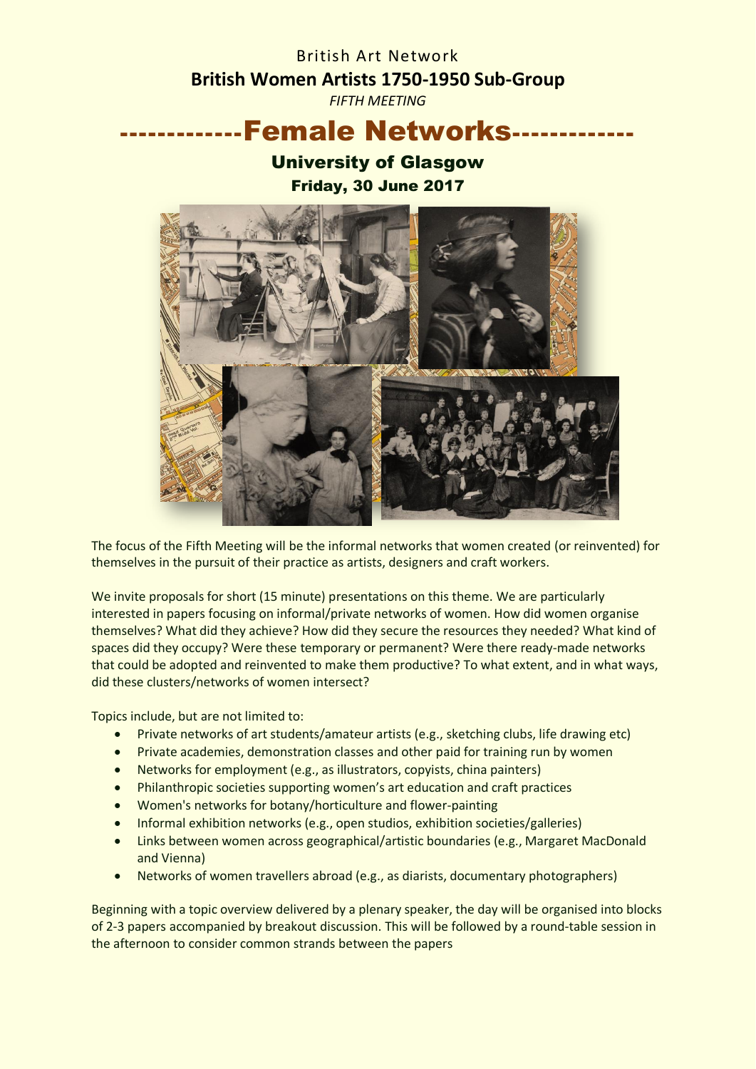British Art Network

# British Women Artists 1750-1950 Sub-Group

*FIFTH MEETING*

# -------------Female Networks------------

## University of Glasgow

### Friday, 30 June 2017

The focus of the Fifth Meeting will be the informal networks that women created (or reinvented) for themselves in the pursuit of their practice as artists, designers and craft workers.

We invite proposals for short (15 minute) presentations on this theme. We are particularly interested in papers focusing on informal/private networks of women. How did women organise themselves? What did they achieve? How did they secure the resources they needed? What kind of spaces did they occupy? Were these temporary or permanent? Were there ready-made networks that could be adopted and reinvented to make them productive? To what extent, and in what ways, did these clusters/networks of women intersect?

Topics include, but are not limited to:

- Private networks of art students/amateur artists (e.g., sketching clubs, life drawing etc)
- Private academies, demonstration classes and other paid for training run by women
- Networks for employment (e.g., as illustrators, copyists, china painters)
- Philanthropic societies supporting women's art education and craft practices
- Women's networks for botany/horticulture and flower-painting
- Informal exhibition networks (e.g., open studios, exhibition societies/galleries)
- Links between women across geographical/artistic boundaries (e.g., Margaret MacDonald and Vienna)
- Networks of women travellers abroad (e.g., as diarists, documentary photographers)

Beginning with a topic overview delivered by a plenary speaker, the day will be organised into blocks of 2-3 papers accompanied by breakout discussion. This will be followed by a round-table session in the afternoon to consider common strands between the papers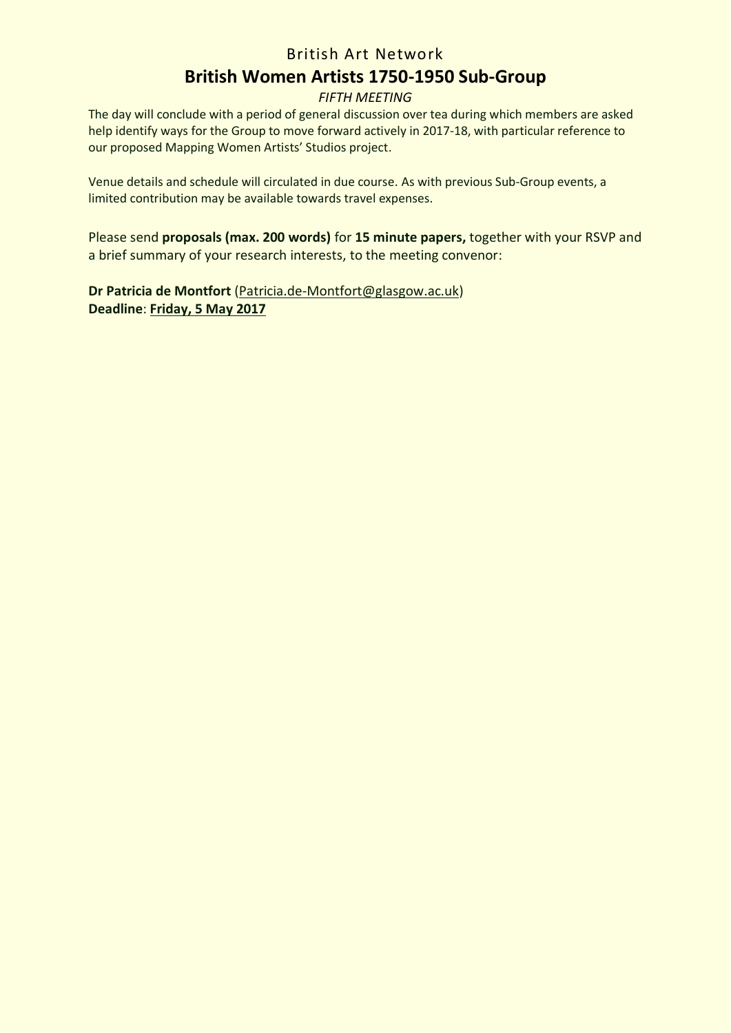British Art Network

## British Women Artists 1750-1950 Sub-Group

*FIFTH MEETING*

The day will conclude with a period of general discussion over tea during which members are asked help identify ways for the Group to move forward actively in 2017-18, with particular reference to our proposed Mapping Women Artists' Studios project.

Venue details and schedule will circulated in due course. As with previous Sub-Group events, a limited contribution may be available towards travel expenses.

Please send **proposals (max. 200 words)** for **15 minute papers,** together with your RSVP and a brief summary of your research interests, to the meeting convenor:

**Dr Patricia de Montfort** (Patricia.de-Montfort@glasgow.ac.uk)
**Deadline**: **Friday, 5 May 2017**